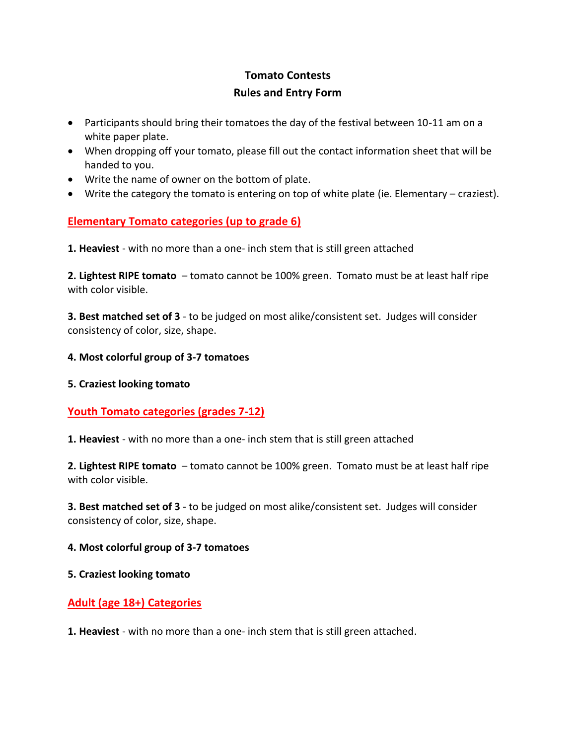# Tomato Contests
## Rules and Entry Form

- Participants should bring their tomatoes the day of the festival between 10-11 am on a white paper plate.
- When dropping off your tomato, please fill out the contact information sheet that will be handed to you.
- Write the name of owner on the bottom of plate.
- Write the category the tomato is entering on top of white plate (ie. Elementary – craziest).

## Elementary Tomato categories (up to grade 6)

**1. Heaviest** - with no more than a one- inch stem that is still green attached

**2. Lightest RIPE tomato** – tomato cannot be 100% green. Tomato must be at least half ripe with color visible.

**3. Best matched set of 3** - to be judged on most alike/consistent set. Judges will consider consistency of color, size, shape.

**4. Most colorful group of 3-7 tomatoes**

**5. Craziest looking tomato**

## Youth Tomato categories (grades 7-12)

**1. Heaviest** - with no more than a one- inch stem that is still green attached

**2. Lightest RIPE tomato** – tomato cannot be 100% green. Tomato must be at least half ripe with color visible.

**3. Best matched set of 3** - to be judged on most alike/consistent set. Judges will consider consistency of color, size, shape.

**4. Most colorful group of 3-7 tomatoes**

**5. Craziest looking tomato**

## Adult (age 18+) Categories

**1. Heaviest** - with no more than a one- inch stem that is still green attached.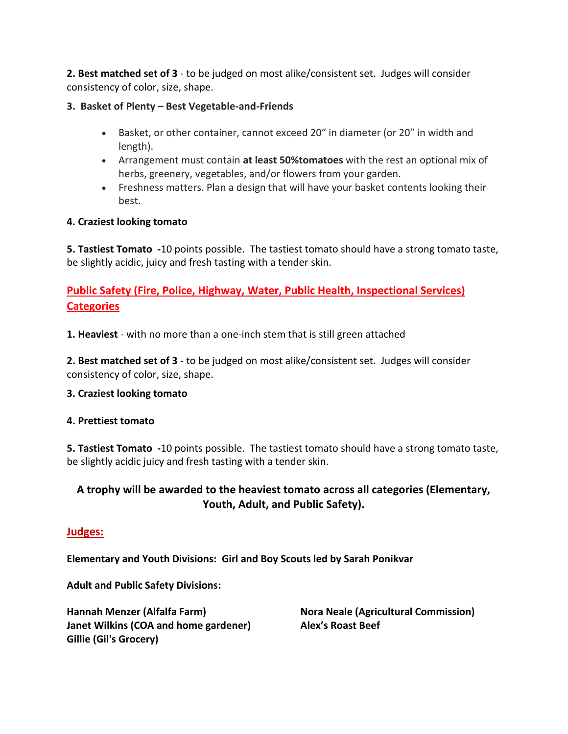**2. Best matched set of 3** - to be judged on most alike/consistent set. Judges will consider consistency of color, size, shape.

**3. Basket of Plenty – Best Vegetable-and-Friends**

- Basket, or other container, cannot exceed 20" in diameter (or 20" in width and length).
- Arrangement must contain **at least 50%tomatoes** with the rest an optional mix of herbs, greenery, vegetables, and/or flowers from your garden.
- Freshness matters. Plan a design that will have your basket contents looking their best.

**4. Craziest looking tomato**

**5. Tastiest Tomato -**10 points possible. The tastiest tomato should have a strong tomato taste, be slightly acidic, juicy and fresh tasting with a tender skin.

## Public Safety (Fire, Police, Highway, Water, Public Health, Inspectional Services) Categories

**1. Heaviest** - with no more than a one-inch stem that is still green attached

**2. Best matched set of 3** - to be judged on most alike/consistent set. Judges will consider consistency of color, size, shape.

**3. Craziest looking tomato**

**4. Prettiest tomato**

**5. Tastiest Tomato -**10 points possible. The tastiest tomato should have a strong tomato taste, be slightly acidic juicy and fresh tasting with a tender skin.

**A trophy will be awarded to the heaviest tomato across all categories (Elementary, Youth, Adult, and Public Safety).**

## Judges:

**Elementary and Youth Divisions: Girl and Boy Scouts led by Sarah Ponikvar**

**Adult and Public Safety Divisions:**

**Hannah Menzer (Alfalfa Farm)**
**Janet Wilkins (COA and home gardener)**
**Gillie (Gil's Grocery)**
**Nora Neale (Agricultural Commission)**
**Alex's Roast Beef**